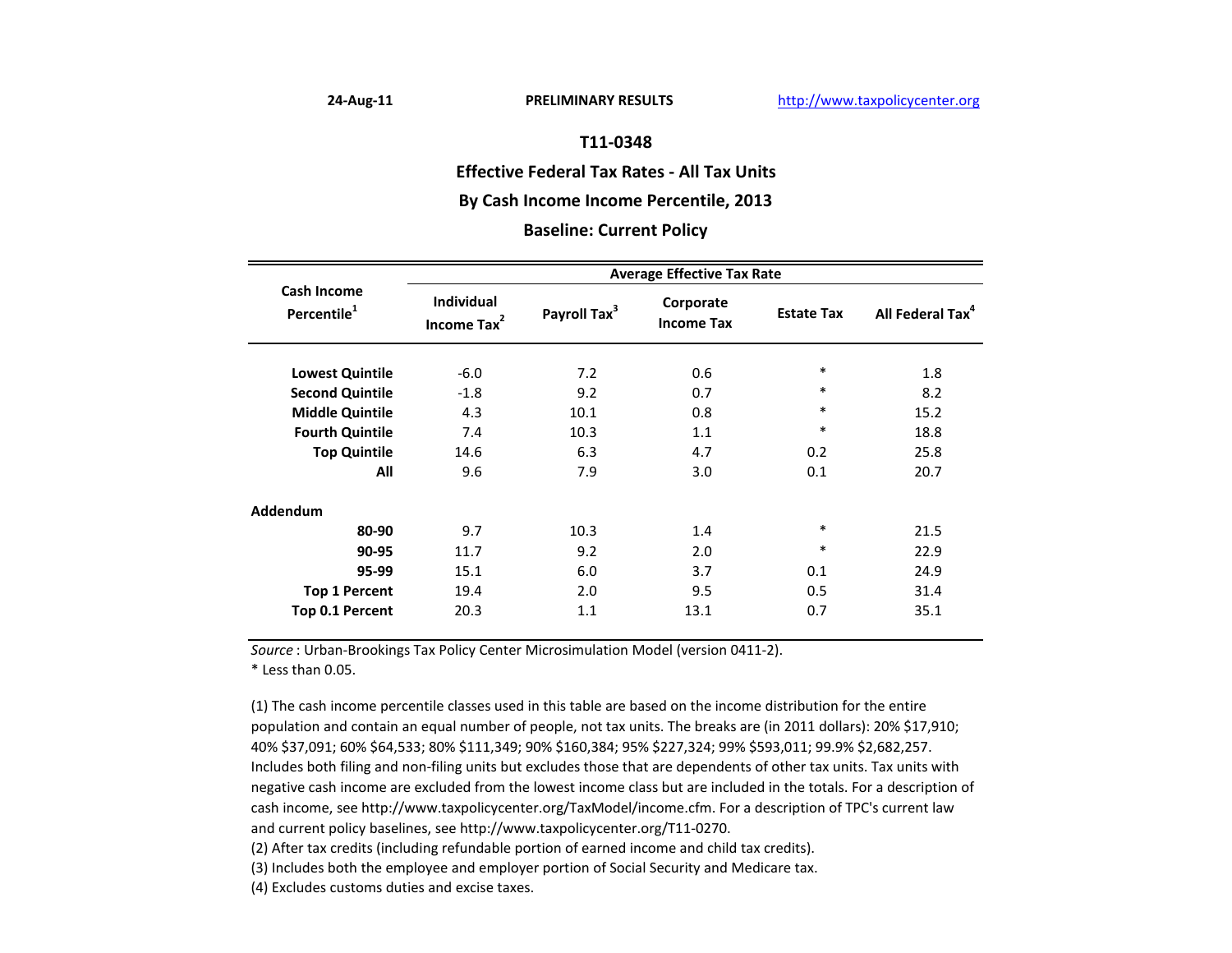24-Aug-11 | PRELIMINARY RESULTS | http://www.taxpolicycenter.org

## T11-0348

## Effective Federal Tax Rates - All Tax Units

## By Cash Income Income Percentile, 2013

## Baseline: Current Policy

| Cash Income Percentile[1] | Average Effective Tax Rate | | | | |
|---|---|---|---|---|---|
| | Individual Income Tax[2] | Payroll Tax[3] | Corporate Income Tax | Estate Tax | All Federal Tax[4] |
| **Lowest Quintile** | -6.0 | 7.2 | 0.6 | * | 1.8 |
| **Second Quintile** | -1.8 | 9.2 | 0.7 | * | 8.2 |
| **Middle Quintile** | 4.3 | 10.1 | 0.8 | * | 15.2 |
| **Fourth Quintile** | 7.4 | 10.3 | 1.1 | * | 18.8 |
| **Top Quintile** | 14.6 | 6.3 | 4.7 | 0.2 | 25.8 |
| **All** | 9.6 | 7.9 | 3.0 | 0.1 | 20.7 |
| **Addendum** | | | | | |
| **80-90** | 9.7 | 10.3 | 1.4 | * | 21.5 |
| **90-95** | 11.7 | 9.2 | 2.0 | * | 22.9 |
| **95-99** | 15.1 | 6.0 | 3.7 | 0.1 | 24.9 |
| **Top 1 Percent** | 19.4 | 2.0 | 9.5 | 0.5 | 31.4 |
| **Top 0.1 Percent** | 20.3 | 1.1 | 13.1 | 0.7 | 35.1 |

*Source* : Urban-Brookings Tax Policy Center Microsimulation Model (version 0411-2).

* Less than 0.05.

(1) The cash income percentile classes used in this table are based on the income distribution for the entire population and contain an equal number of people, not tax units. The breaks are (in 2011 dollars): 20% $17,910; 40% $37,091; 60% $64,533; 80% $111,349; 90% $160,384; 95% $227,324; 99% $593,011; 99.9% $2,682,257. Includes both filing and non-filing units but excludes those that are dependents of other tax units. Tax units with negative cash income are excluded from the lowest income class but are included in the totals. For a description of cash income, see http://www.taxpolicycenter.org/TaxModel/income.cfm. For a description of TPC's current law and current policy baselines, see http://www.taxpolicycenter.org/T11-0270.

(2) After tax credits (including refundable portion of earned income and child tax credits).

(3) Includes both the employee and employer portion of Social Security and Medicare tax.

(4) Excludes customs duties and excise taxes.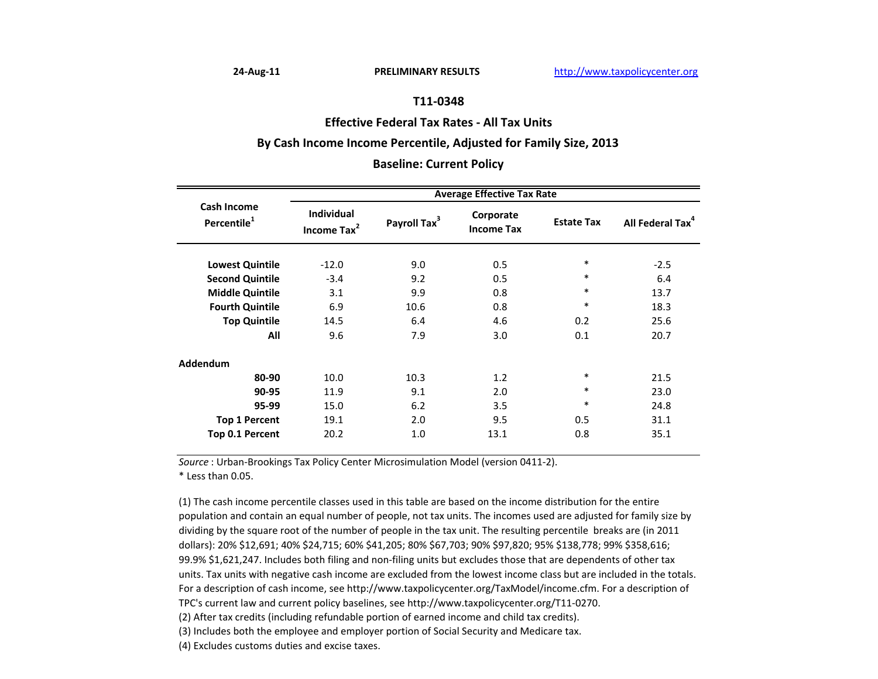24-Aug-11 PRELIMINARY RESULTS http://www.taxpolicycenter.org

## T11-0348

## Effective Federal Tax Rates - All Tax Units

## By Cash Income Income Percentile, Adjusted for Family Size, 2013

## Baseline: Current Policy

| Cash Income Percentile[1] | Average Effective Tax Rate | | | | |
|---|---|---|---|---|---|
| | Individual Income Tax[2] | Payroll Tax[3] | Corporate Income Tax | Estate Tax | All Federal Tax[4] |
| **Lowest Quintile** | -12.0 | 9.0 | 0.5 | * | -2.5 |
| **Second Quintile** | -3.4 | 9.2 | 0.5 | * | 6.4 |
| **Middle Quintile** | 3.1 | 9.9 | 0.8 | * | 13.7 |
| **Fourth Quintile** | 6.9 | 10.6 | 0.8 | * | 18.3 |
| **Top Quintile** | 14.5 | 6.4 | 4.6 | 0.2 | 25.6 |
| **All** | 9.6 | 7.9 | 3.0 | 0.1 | 20.7 |
| **Addendum** | | | | | |
| **80-90** | 10.0 | 10.3 | 1.2 | * | 21.5 |
| **90-95** | 11.9 | 9.1 | 2.0 | * | 23.0 |
| **95-99** | 15.0 | 6.2 | 3.5 | * | 24.8 |
| **Top 1 Percent** | 19.1 | 2.0 | 9.5 | 0.5 | 31.1 |
| **Top 0.1 Percent** | 20.2 | 1.0 | 13.1 | 0.8 | 35.1 |

*Source* : Urban-Brookings Tax Policy Center Microsimulation Model (version 0411-2).

* Less than 0.05.

(1) The cash income percentile classes used in this table are based on the income distribution for the entire population and contain an equal number of people, not tax units. The incomes used are adjusted for family size by dividing by the square root of the number of people in the tax unit. The resulting percentile breaks are (in 2011 dollars): 20% $12,691; 40% $24,715; 60% $41,205; 80% $67,703; 90% $97,820; 95% $138,778; 99% $358,616; 99.9% $1,621,247. Includes both filing and non-filing units but excludes those that are dependents of other tax units. Tax units with negative cash income are excluded from the lowest income class but are included in the totals. For a description of cash income, see http://www.taxpolicycenter.org/TaxModel/income.cfm. For a description of TPC's current law and current policy baselines, see http://www.taxpolicycenter.org/T11-0270.

(2) After tax credits (including refundable portion of earned income and child tax credits).

(3) Includes both the employee and employer portion of Social Security and Medicare tax.

(4) Excludes customs duties and excise taxes.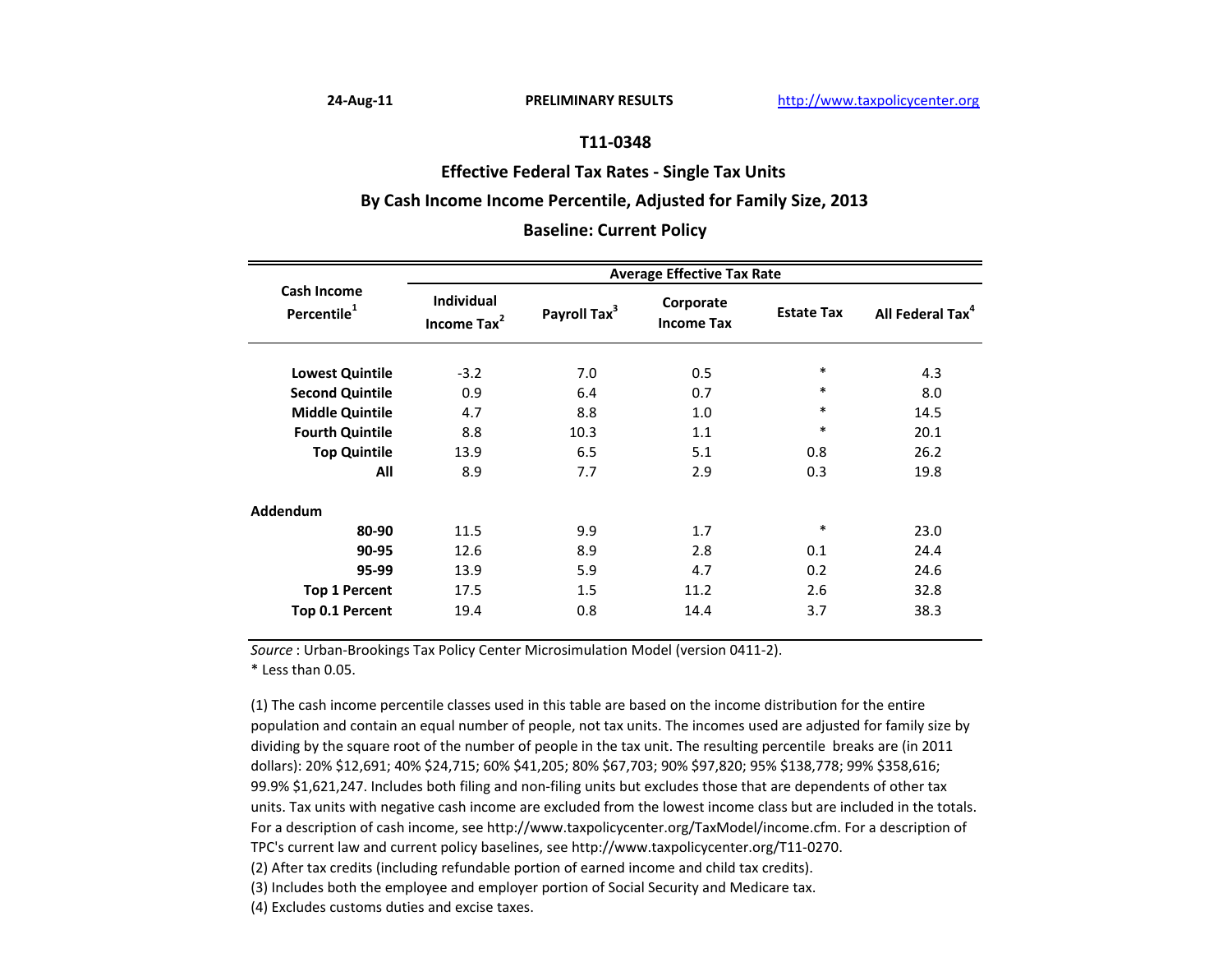24-Aug-11 PRELIMINARY RESULTS http://www.taxpolicycenter.org

## T11-0348

## Effective Federal Tax Rates - Single Tax Units

## By Cash Income Income Percentile, Adjusted for Family Size, 2013

## Baseline: Current Policy

| Cash Income Percentile[1] | Average Effective Tax Rate | | | | |
|---|---|---|---|---|---|
| | Individual Income Tax[2] | Payroll Tax[3] | Corporate Income Tax | Estate Tax | All Federal Tax[4] |
| **Lowest Quintile** | -3.2 | 7.0 | 0.5 | * | 4.3 |
| **Second Quintile** | 0.9 | 6.4 | 0.7 | * | 8.0 |
| **Middle Quintile** | 4.7 | 8.8 | 1.0 | * | 14.5 |
| **Fourth Quintile** | 8.8 | 10.3 | 1.1 | * | 20.1 |
| **Top Quintile** | 13.9 | 6.5 | 5.1 | 0.8 | 26.2 |
| **All** | 8.9 | 7.7 | 2.9 | 0.3 | 19.8 |
| **Addendum** | | | | | |
| **80-90** | 11.5 | 9.9 | 1.7 | * | 23.0 |
| **90-95** | 12.6 | 8.9 | 2.8 | 0.1 | 24.4 |
| **95-99** | 13.9 | 5.9 | 4.7 | 0.2 | 24.6 |
| **Top 1 Percent** | 17.5 | 1.5 | 11.2 | 2.6 | 32.8 |
| **Top 0.1 Percent** | 19.4 | 0.8 | 14.4 | 3.7 | 38.3 |

*Source* : Urban-Brookings Tax Policy Center Microsimulation Model (version 0411-2).

\* Less than 0.05.

(1) The cash income percentile classes used in this table are based on the income distribution for the entire population and contain an equal number of people, not tax units. The incomes used are adjusted for family size by dividing by the square root of the number of people in the tax unit. The resulting percentile breaks are (in 2011 dollars): 20% $12,691; 40% $24,715; 60% $41,205; 80% $67,703; 90% $97,820; 95% $138,778; 99% $358,616; 99.9% $1,621,247. Includes both filing and non-filing units but excludes those that are dependents of other tax units. Tax units with negative cash income are excluded from the lowest income class but are included in the totals. For a description of cash income, see http://www.taxpolicycenter.org/TaxModel/income.cfm. For a description of TPC's current law and current policy baselines, see http://www.taxpolicycenter.org/T11-0270.

(2) After tax credits (including refundable portion of earned income and child tax credits).

(3) Includes both the employee and employer portion of Social Security and Medicare tax.

(4) Excludes customs duties and excise taxes.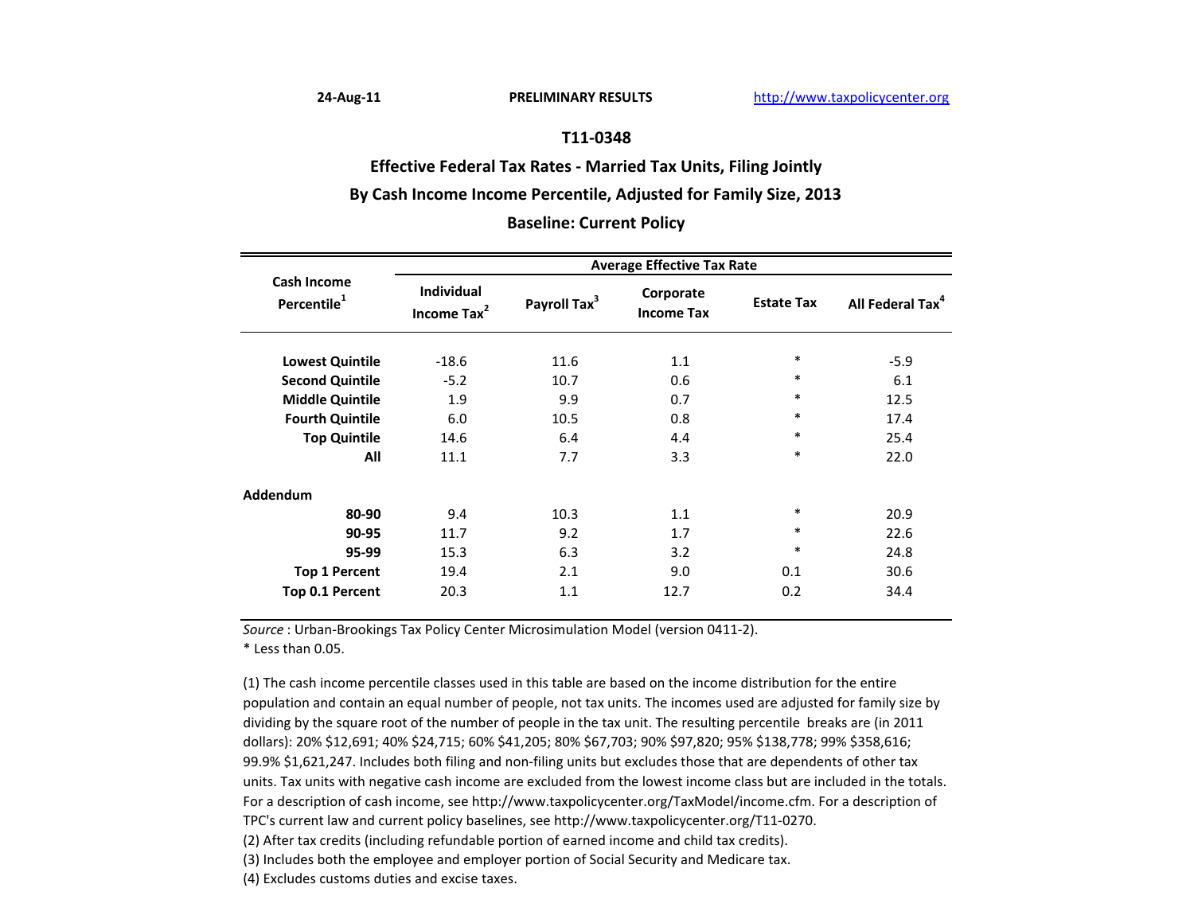24-Aug-11 | PRELIMINARY RESULTS | http://www.taxpolicycenter.org

## T11-0348

## Effective Federal Tax Rates - Married Tax Units, Filing Jointly

## By Cash Income Income Percentile, Adjusted for Family Size, 2013

## Baseline: Current Policy

| Cash Income Percentile[1] | Average Effective Tax Rate | | | | |
|---|---|---|---|---|---|
| | Individual Income Tax[2] | Payroll Tax[3] | Corporate Income Tax | Estate Tax | All Federal Tax[4] |
| **Lowest Quintile** | -18.6 | 11.6 | 1.1 | * | -5.9 |
| **Second Quintile** | -5.2 | 10.7 | 0.6 | * | 6.1 |
| **Middle Quintile** | 1.9 | 9.9 | 0.7 | * | 12.5 |
| **Fourth Quintile** | 6.0 | 10.5 | 0.8 | * | 17.4 |
| **Top Quintile** | 14.6 | 6.4 | 4.4 | * | 25.4 |
| **All** | 11.1 | 7.7 | 3.3 | * | 22.0 |
| **Addendum** | | | | | |
| **80-90** | 9.4 | 10.3 | 1.1 | * | 20.9 |
| **90-95** | 11.7 | 9.2 | 1.7 | * | 22.6 |
| **95-99** | 15.3 | 6.3 | 3.2 | * | 24.8 |
| **Top 1 Percent** | 19.4 | 2.1 | 9.0 | 0.1 | 30.6 |
| **Top 0.1 Percent** | 20.3 | 1.1 | 12.7 | 0.2 | 34.4 |

*Source* : Urban-Brookings Tax Policy Center Microsimulation Model (version 0411-2).

* Less than 0.05.

(1) The cash income percentile classes used in this table are based on the income distribution for the entire population and contain an equal number of people, not tax units. The incomes used are adjusted for family size by dividing by the square root of the number of people in the tax unit. The resulting percentile breaks are (in 2011 dollars): 20% $12,691; 40% $24,715; 60% $41,205; 80% $67,703; 90% $97,820; 95% $138,778; 99% $358,616; 99.9% $1,621,247. Includes both filing and non-filing units but excludes those that are dependents of other tax units. Tax units with negative cash income are excluded from the lowest income class but are included in the totals. For a description of cash income, see http://www.taxpolicycenter.org/TaxModel/income.cfm. For a description of TPC's current law and current policy baselines, see http://www.taxpolicycenter.org/T11-0270.

(2) After tax credits (including refundable portion of earned income and child tax credits).

(3) Includes both the employee and employer portion of Social Security and Medicare tax.

(4) Excludes customs duties and excise taxes.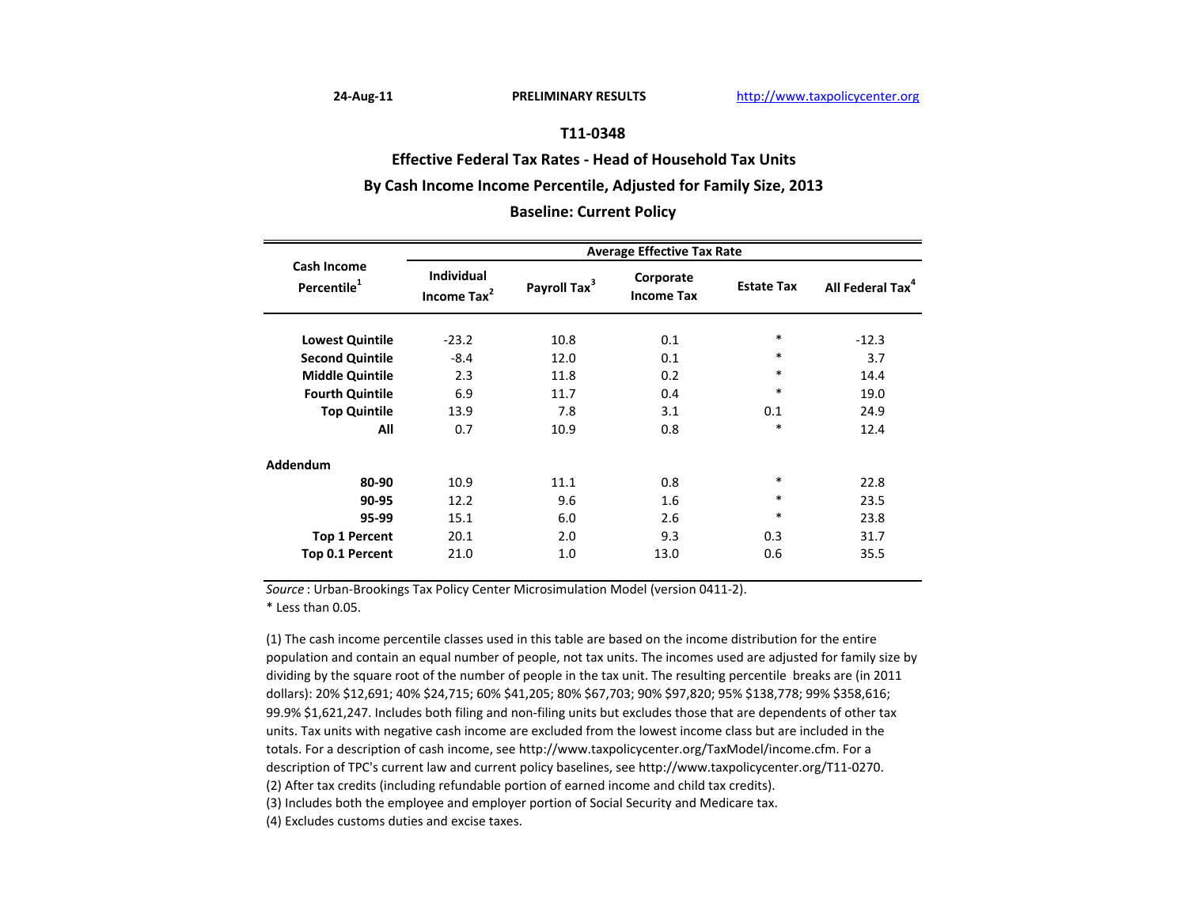24-Aug-11 **PRELIMINARY RESULTS** http://www.taxpolicycenter.org

## T11-0348

## Effective Federal Tax Rates - Head of Household Tax Units

## By Cash Income Income Percentile, Adjusted for Family Size, 2013

## Baseline: Current Policy

| Cash Income Percentile[1] | Average Effective Tax Rate | | | | |
|---|---|---|---|---|---|
| | Individual Income Tax[2] | Payroll Tax[3] | Corporate Income Tax | Estate Tax | All Federal Tax[4] |
| **Lowest Quintile** | -23.2 | 10.8 | 0.1 | * | -12.3 |
| **Second Quintile** | -8.4 | 12.0 | 0.1 | * | 3.7 |
| **Middle Quintile** | 2.3 | 11.8 | 0.2 | * | 14.4 |
| **Fourth Quintile** | 6.9 | 11.7 | 0.4 | * | 19.0 |
| **Top Quintile** | 13.9 | 7.8 | 3.1 | 0.1 | 24.9 |
| **All** | 0.7 | 10.9 | 0.8 | * | 12.4 |
| **Addendum** | | | | | |
| **80-90** | 10.9 | 11.1 | 0.8 | * | 22.8 |
| **90-95** | 12.2 | 9.6 | 1.6 | * | 23.5 |
| **95-99** | 15.1 | 6.0 | 2.6 | * | 23.8 |
| **Top 1 Percent** | 20.1 | 2.0 | 9.3 | 0.3 | 31.7 |
| **Top 0.1 Percent** | 21.0 | 1.0 | 13.0 | 0.6 | 35.5 |

*Source* : Urban-Brookings Tax Policy Center Microsimulation Model (version 0411-2).

* Less than 0.05.

(1) The cash income percentile classes used in this table are based on the income distribution for the entire population and contain an equal number of people, not tax units. The incomes used are adjusted for family size by dividing by the square root of the number of people in the tax unit. The resulting percentile breaks are (in 2011 dollars): 20% $12,691; 40% $24,715; 60% $41,205; 80% $67,703; 90% $97,820; 95% $138,778; 99% $358,616; 99.9% $1,621,247. Includes both filing and non-filing units but excludes those that are dependents of other tax units. Tax units with negative cash income are excluded from the lowest income class but are included in the totals. For a description of cash income, see http://www.taxpolicycenter.org/TaxModel/income.cfm. For a description of TPC's current law and current policy baselines, see http://www.taxpolicycenter.org/T11-0270.

(2) After tax credits (including refundable portion of earned income and child tax credits).

(3) Includes both the employee and employer portion of Social Security and Medicare tax.

(4) Excludes customs duties and excise taxes.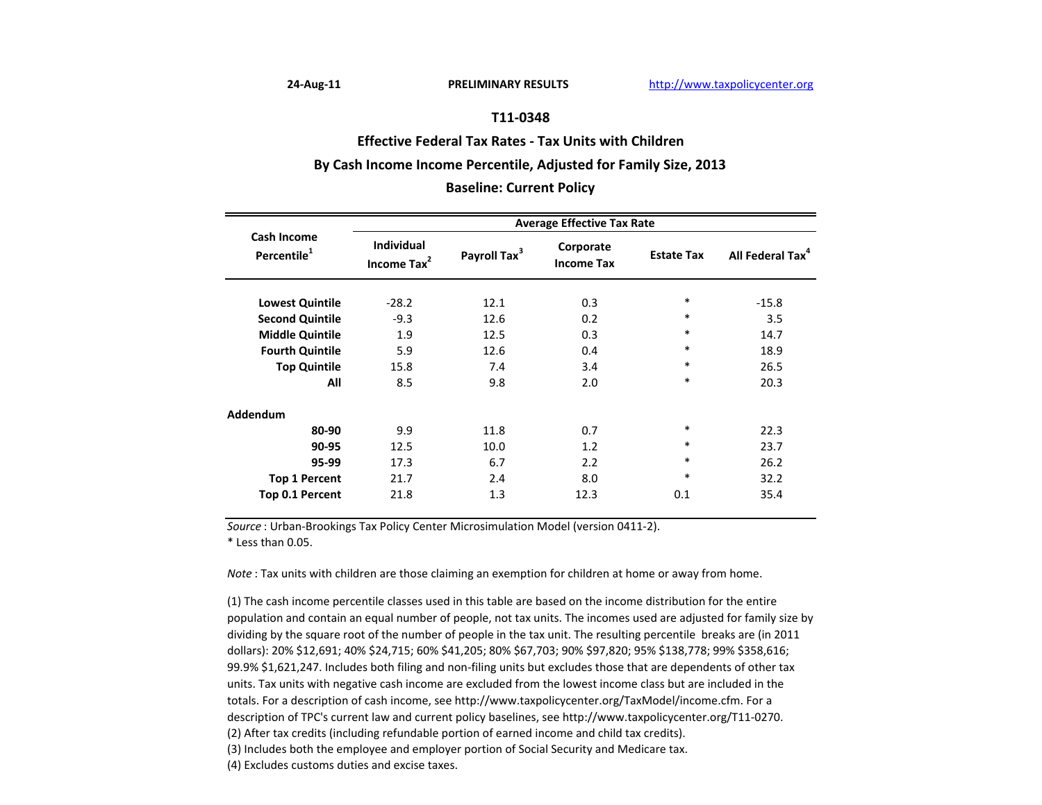24-Aug-11 PRELIMINARY RESULTS http://www.taxpolicycenter.org

## T11-0348

### Effective Federal Tax Rates - Tax Units with Children

### By Cash Income Income Percentile, Adjusted for Family Size, 2013

### Baseline: Current Policy

| Cash Income Percentile[1] | Average Effective Tax Rate | | | | |
|---|---|---|---|---|---|
| | Individual Income Tax[2] | Payroll Tax[3] | Corporate Income Tax | Estate Tax | All Federal Tax[4] |
| **Lowest Quintile** | -28.2 | 12.1 | 0.3 | * | -15.8 |
| **Second Quintile** | -9.3 | 12.6 | 0.2 | * | 3.5 |
| **Middle Quintile** | 1.9 | 12.5 | 0.3 | * | 14.7 |
| **Fourth Quintile** | 5.9 | 12.6 | 0.4 | * | 18.9 |
| **Top Quintile** | 15.8 | 7.4 | 3.4 | * | 26.5 |
| **All** | 8.5 | 9.8 | 2.0 | * | 20.3 |
| **Addendum** | | | | | |
| **80-90** | 9.9 | 11.8 | 0.7 | * | 22.3 |
| **90-95** | 12.5 | 10.0 | 1.2 | * | 23.7 |
| **95-99** | 17.3 | 6.7 | 2.2 | * | 26.2 |
| **Top 1 Percent** | 21.7 | 2.4 | 8.0 | * | 32.2 |
| **Top 0.1 Percent** | 21.8 | 1.3 | 12.3 | 0.1 | 35.4 |

*Source* : Urban-Brookings Tax Policy Center Microsimulation Model (version 0411-2).
* Less than 0.05.

*Note* : Tax units with children are those claiming an exemption for children at home or away from home.

(1) The cash income percentile classes used in this table are based on the income distribution for the entire population and contain an equal number of people, not tax units. The incomes used are adjusted for family size by dividing by the square root of the number of people in the tax unit. The resulting percentile breaks are (in 2011 dollars): 20% $12,691; 40% $24,715; 60% $41,205; 80% $67,703; 90% $97,820; 95% $138,778; 99% $358,616; 99.9% $1,621,247. Includes both filing and non-filing units but excludes those that are dependents of other tax units. Tax units with negative cash income are excluded from the lowest income class but are included in the totals. For a description of cash income, see http://www.taxpolicycenter.org/TaxModel/income.cfm. For a description of TPC's current law and current policy baselines, see http://www.taxpolicycenter.org/T11-0270.
(2) After tax credits (including refundable portion of earned income and child tax credits).
(3) Includes both the employee and employer portion of Social Security and Medicare tax.
(4) Excludes customs duties and excise taxes.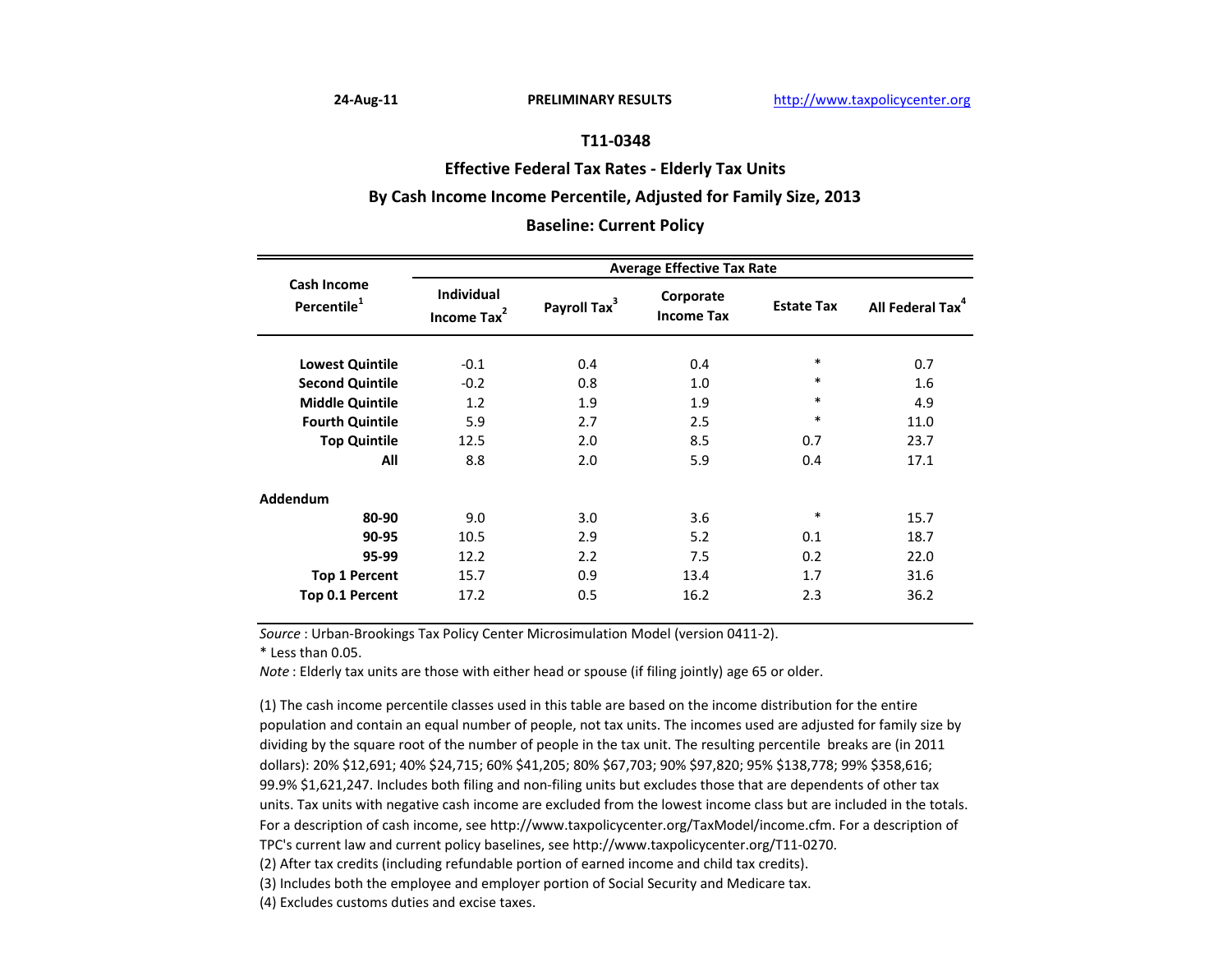24-Aug-11 **PRELIMINARY RESULTS** http://www.taxpolicycenter.org

## T11-0348

## Effective Federal Tax Rates - Elderly Tax Units

## By Cash Income Income Percentile, Adjusted for Family Size, 2013

## Baseline: Current Policy

| Cash Income Percentile[1] | Average Effective Tax Rate | | | | |
|---|---|---|---|---|---|
| | Individual Income Tax[2] | Payroll Tax[3] | Corporate Income Tax | Estate Tax | All Federal Tax[4] |
| **Lowest Quintile** | -0.1 | 0.4 | 0.4 | * | 0.7 |
| **Second Quintile** | -0.2 | 0.8 | 1.0 | * | 1.6 |
| **Middle Quintile** | 1.2 | 1.9 | 1.9 | * | 4.9 |
| **Fourth Quintile** | 5.9 | 2.7 | 2.5 | * | 11.0 |
| **Top Quintile** | 12.5 | 2.0 | 8.5 | 0.7 | 23.7 |
| **All** | 8.8 | 2.0 | 5.9 | 0.4 | 17.1 |
| **Addendum** | | | | | |
| **80-90** | 9.0 | 3.0 | 3.6 | * | 15.7 |
| **90-95** | 10.5 | 2.9 | 5.2 | 0.1 | 18.7 |
| **95-99** | 12.2 | 2.2 | 7.5 | 0.2 | 22.0 |
| **Top 1 Percent** | 15.7 | 0.9 | 13.4 | 1.7 | 31.6 |
| **Top 0.1 Percent** | 17.2 | 0.5 | 16.2 | 2.3 | 36.2 |

*Source* : Urban-Brookings Tax Policy Center Microsimulation Model (version 0411-2).

* Less than 0.05.

*Note* : Elderly tax units are those with either head or spouse (if filing jointly) age 65 or older.

(1) The cash income percentile classes used in this table are based on the income distribution for the entire population and contain an equal number of people, not tax units. The incomes used are adjusted for family size by dividing by the square root of the number of people in the tax unit. The resulting percentile breaks are (in 2011 dollars): 20% $12,691; 40% $24,715; 60% $41,205; 80% $67,703; 90% $97,820; 95% $138,778; 99% $358,616; 99.9% $1,621,247. Includes both filing and non-filing units but excludes those that are dependents of other tax units. Tax units with negative cash income are excluded from the lowest income class but are included in the totals. For a description of cash income, see http://www.taxpolicycenter.org/TaxModel/income.cfm. For a description of TPC's current law and current policy baselines, see http://www.taxpolicycenter.org/T11-0270.

(2) After tax credits (including refundable portion of earned income and child tax credits).

(3) Includes both the employee and employer portion of Social Security and Medicare tax.

(4) Excludes customs duties and excise taxes.